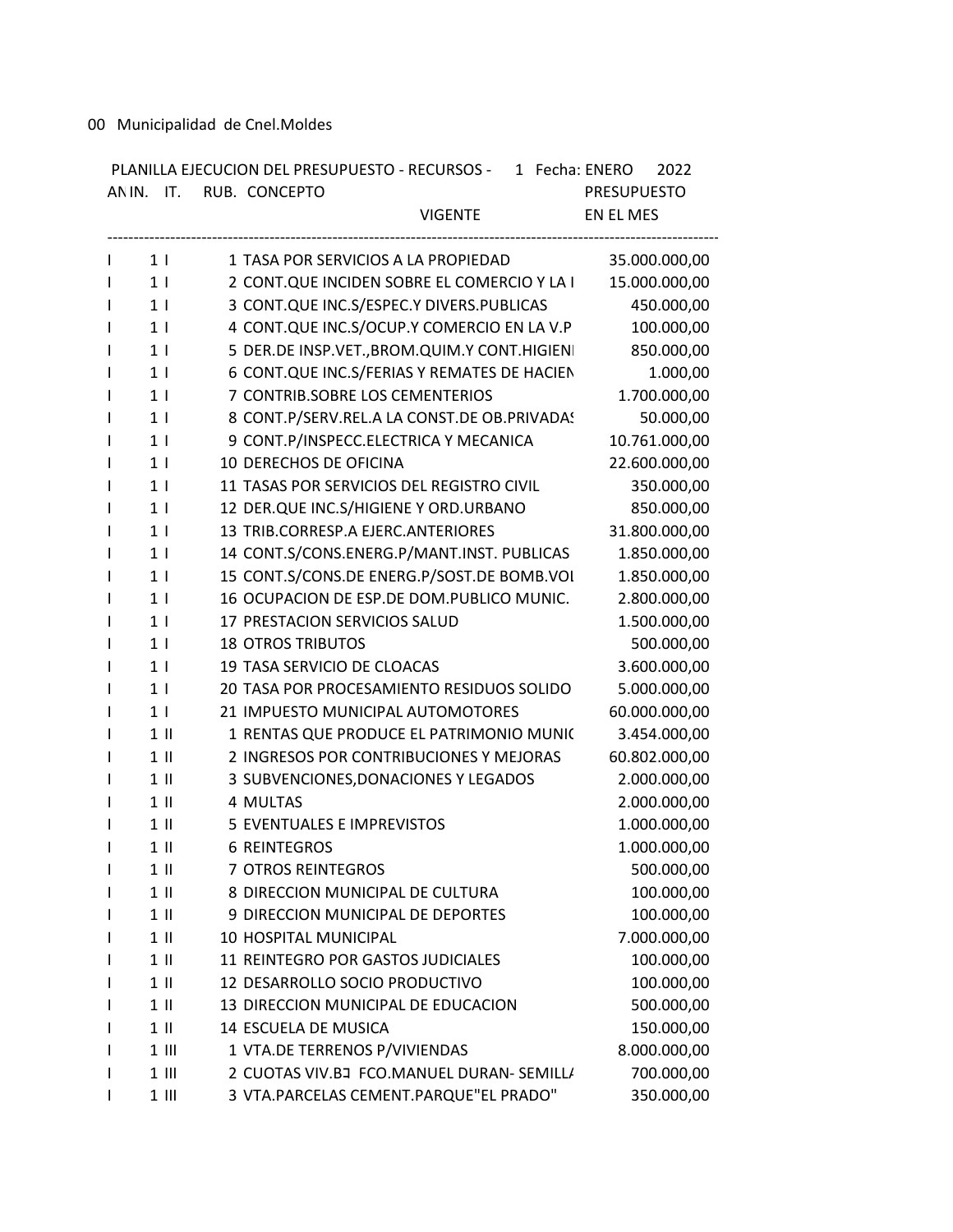00 Municipalidad de Cnel.Moldes

PLANILLA EJECUCION DEL PRESUPUESTO - RECURSOS - 1 Fecha: ENERO 2022

| AN | IN. | IT. | RUB. | CONCEPTO | PRESUPUESTO VIGENTE EN EL MES |
|---|---|---|---|---|---|
| I | 1 | I | 1 | TASA POR SERVICIOS A LA PROPIEDAD | 35.000.000,00 |
| I | 1 | I | 2 | CONT.QUE INCIDEN SOBRE EL COMERCIO Y LA I | 15.000.000,00 |
| I | 1 | I | 3 | CONT.QUE INC.S/ESPEC.Y DIVERS.PUBLICAS | 450.000,00 |
| I | 1 | I | 4 | CONT.QUE INC.S/OCUP.Y COMERCIO EN LA V.P | 100.000,00 |
| I | 1 | I | 5 | DER.DE INSP.VET.,BROM.QUIM.Y CONT.HIGIENI | 850.000,00 |
| I | 1 | I | 6 | CONT.QUE INC.S/FERIAS Y REMATES DE HACIEN | 1.000,00 |
| I | 1 | I | 7 | CONTRIB.SOBRE LOS CEMENTERIOS | 1.700.000,00 |
| I | 1 | I | 8 | CONT.P/SERV.REL.A LA CONST.DE OB.PRIVADAS | 50.000,00 |
| I | 1 | I | 9 | CONT.P/INSPECC.ELECTRICA Y MECANICA | 10.761.000,00 |
| I | 1 | I | 10 | DERECHOS DE OFICINA | 22.600.000,00 |
| I | 1 | I | 11 | TASAS POR SERVICIOS DEL REGISTRO CIVIL | 350.000,00 |
| I | 1 | I | 12 | DER.QUE INC.S/HIGIENE Y ORD.URBANO | 850.000,00 |
| I | 1 | I | 13 | TRIB.CORRESP.A EJERC.ANTERIORES | 31.800.000,00 |
| I | 1 | I | 14 | CONT.S/CONS.ENERG.P/MANT.INST. PUBLICAS | 1.850.000,00 |
| I | 1 | I | 15 | CONT.S/CONS.DE ENERG.P/SOST.DE BOMB.VOL | 1.850.000,00 |
| I | 1 | I | 16 | OCUPACION DE ESP.DE DOM.PUBLICO MUNIC. | 2.800.000,00 |
| I | 1 | I | 17 | PRESTACION SERVICIOS SALUD | 1.500.000,00 |
| I | 1 | I | 18 | OTROS TRIBUTOS | 500.000,00 |
| I | 1 | I | 19 | TASA SERVICIO DE CLOACAS | 3.600.000,00 |
| I | 1 | I | 20 | TASA POR PROCESAMIENTO RESIDUOS SOLIDO | 5.000.000,00 |
| I | 1 | I | 21 | IMPUESTO MUNICIPAL AUTOMOTORES | 60.000.000,00 |
| I | 1 | II | 1 | RENTAS QUE PRODUCE EL PATRIMONIO MUNIC | 3.454.000,00 |
| I | 1 | II | 2 | INGRESOS POR CONTRIBUCIONES Y MEJORAS | 60.802.000,00 |
| I | 1 | II | 3 | SUBVENCIONES,DONACIONES Y LEGADOS | 2.000.000,00 |
| I | 1 | II | 4 | MULTAS | 2.000.000,00 |
| I | 1 | II | 5 | EVENTUALES E IMPREVISTOS | 1.000.000,00 |
| I | 1 | II | 6 | REINTEGROS | 1.000.000,00 |
| I | 1 | II | 7 | OTROS REINTEGROS | 500.000,00 |
| I | 1 | II | 8 | DIRECCION MUNICIPAL DE CULTURA | 100.000,00 |
| I | 1 | II | 9 | DIRECCION MUNICIPAL DE DEPORTES | 100.000,00 |
| I | 1 | II | 10 | HOSPITAL MUNICIPAL | 7.000.000,00 |
| I | 1 | II | 11 | REINTEGRO POR GASTOS JUDICIALES | 100.000,00 |
| I | 1 | II | 12 | DESARROLLO SOCIO PRODUCTIVO | 100.000,00 |
| I | 1 | II | 13 | DIRECCION MUNICIPAL DE EDUCACION | 500.000,00 |
| I | 1 | II | 14 | ESCUELA DE MUSICA | 150.000,00 |
| I | 1 | III | 1 | VTA.DE TERRENOS P/VIVIENDAS | 8.000.000,00 |
| I | 1 | III | 2 | CUOTAS VIV.B FCO.MANUEL DURAN- SEMILLA | 700.000,00 |
| I | 1 | III | 3 | VTA.PARCELAS CEMENT.PARQUE"EL PRADO" | 350.000,00 |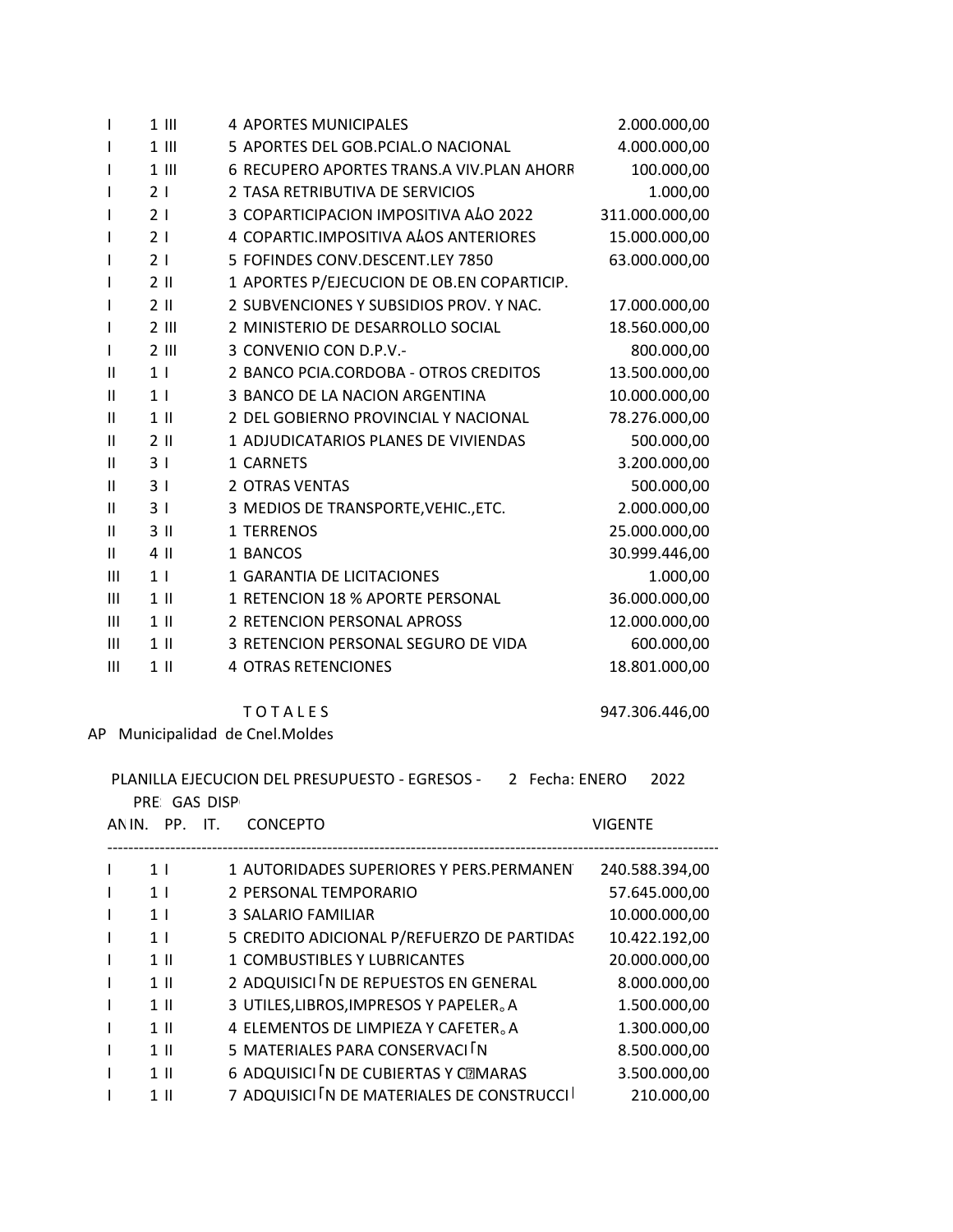| | | | | |
|---|---|---|---|---|
| I | 1 III | 4 | APORTES MUNICIPALES | 2.000.000,00 |
| I | 1 III | 5 | APORTES DEL GOB.PCIAL.O NACIONAL | 4.000.000,00 |
| I | 1 III | 6 | RECUPERO APORTES TRANS.A VIV.PLAN AHORR | 100.000,00 |
| I | 2 I | 2 | TASA RETRIBUTIVA DE SERVICIOS | 1.000,00 |
| I | 2 I | 3 | COPARTICIPACION IMPOSITIVA AŁO 2022 | 311.000.000,00 |
| I | 2 I | 4 | COPARTIC.IMPOSITIVA AŁOS ANTERIORES | 15.000.000,00 |
| I | 2 I | 5 | FOFINDES CONV.DESCENT.LEY 7850 | 63.000.000,00 |
| I | 2 II | 1 | APORTES P/EJECUCION DE OB.EN COPARTICIP. | |
| I | 2 II | 2 | SUBVENCIONES Y SUBSIDIOS PROV. Y NAC. | 17.000.000,00 |
| I | 2 III | 2 | MINISTERIO DE DESARROLLO SOCIAL | 18.560.000,00 |
| I | 2 III | 3 | CONVENIO CON D.P.V.- | 800.000,00 |
| II | 1 I | 2 | BANCO PCIA.CORDOBA - OTROS CREDITOS | 13.500.000,00 |
| II | 1 I | 3 | BANCO DE LA NACION ARGENTINA | 10.000.000,00 |
| II | 1 II | 2 | DEL GOBIERNO PROVINCIAL Y NACIONAL | 78.276.000,00 |
| II | 2 II | 1 | ADJUDICATARIOS PLANES DE VIVIENDAS | 500.000,00 |
| II | 3 I | 1 | CARNETS | 3.200.000,00 |
| II | 3 I | 2 | OTRAS VENTAS | 500.000,00 |
| II | 3 I | 3 | MEDIOS DE TRANSPORTE,VEHIC.,ETC. | 2.000.000,00 |
| II | 3 II | 1 | TERRENOS | 25.000.000,00 |
| II | 4 II | 1 | BANCOS | 30.999.446,00 |
| III | 1 I | 1 | GARANTIA DE LICITACIONES | 1.000,00 |
| III | 1 II | 1 | RETENCION 18 % APORTE PERSONAL | 36.000.000,00 |
| III | 1 II | 2 | RETENCION PERSONAL APROSS | 12.000.000,00 |
| III | 1 II | 3 | RETENCION PERSONAL SEGURO DE VIDA | 600.000,00 |
| III | 1 II | 4 | OTRAS RETENCIONES | 18.801.000,00 |
| | | | T O T A L E S | 947.306.446,00 |

AP Municipalidad de Cnel.Moldes

PLANILLA EJECUCION DEL PRESUPUESTO - EGRESOS - 2 Fecha: ENERO 2022

PRE GAS DISP

| AN IN. | PP. | IT. | CONCEPTO | VIGENTE |
|---|---|---|---|---|
| I | 1 I | 1 | AUTORIDADES SUPERIORES Y PERS.PERMANEN | 240.588.394,00 |
| I | 1 I | 2 | PERSONAL TEMPORARIO | 57.645.000,00 |
| I | 1 I | 3 | SALARIO FAMILIAR | 10.000.000,00 |
| I | 1 I | 5 | CREDITO ADICIONAL P/REFUERZO DE PARTIDAS | 10.422.192,00 |
| I | 1 II | 1 | COMBUSTIBLES Y LUBRICANTES | 20.000.000,00 |
| I | 1 II | 2 | ADQUISICIΓN DE REPUESTOS EN GENERAL | 8.000.000,00 |
| I | 1 II | 3 | UTILES,LIBROS,IMPRESOS Y PAPELER｡A | 1.500.000,00 |
| I | 1 II | 4 | ELEMENTOS DE LIMPIEZA Y CAFETER｡A | 1.300.000,00 |
| I | 1 II | 5 | MATERIALES PARA CONSERVACIΓN | 8.500.000,00 |
| I | 1 II | 6 | ADQUISICIΓN DE CUBIERTAS Y C?MARAS | 3.500.000,00 |
| I | 1 II | 7 | ADQUISICIΓN DE MATERIALES DE CONSTRUCCI | 210.000,00 |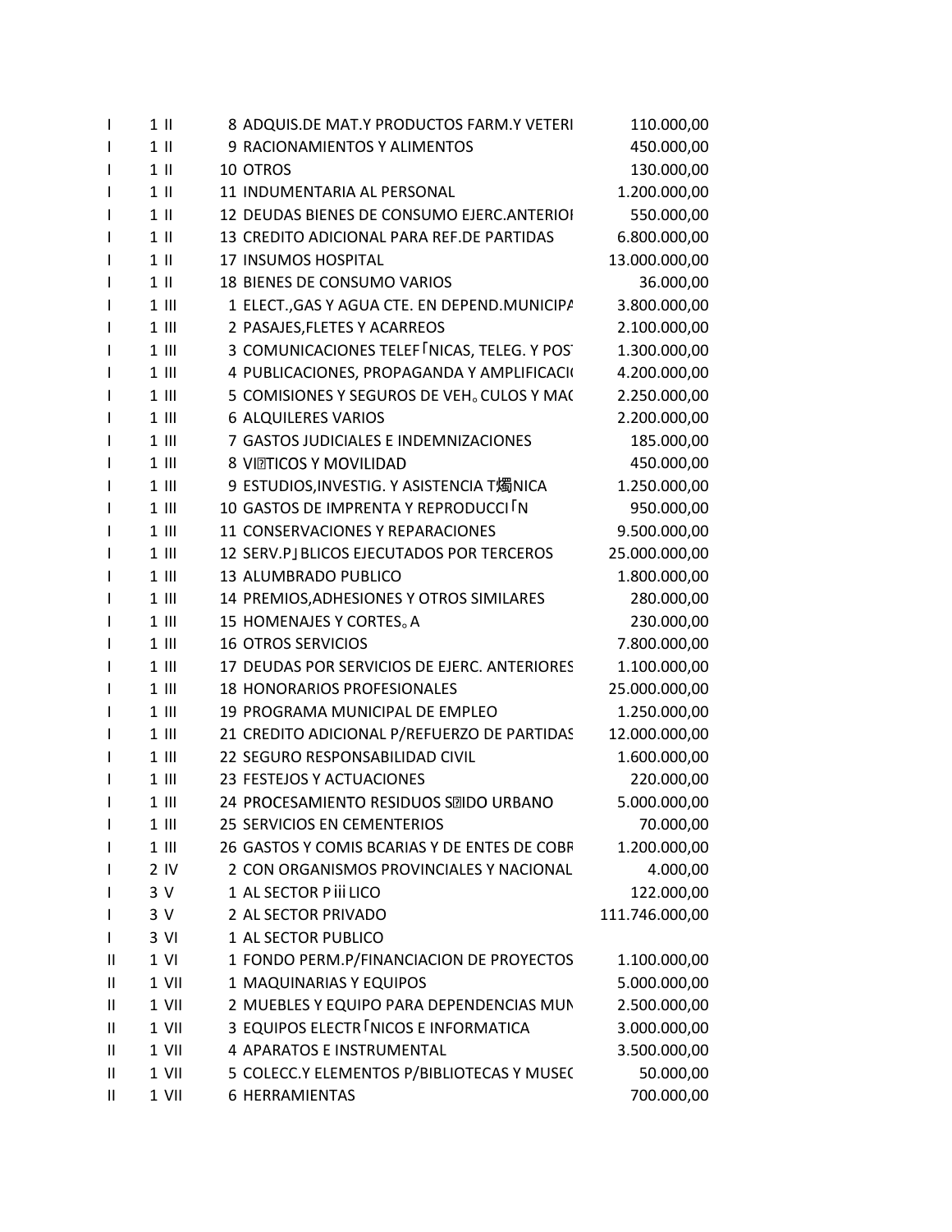| | | | | |
|---|---|---|---|---|
| I | 1 | II | 8 ADQUIS.DE MAT.Y PRODUCTOS FARM.Y VETERI | 110.000,00 |
| I | 1 | II | 9 RACIONAMIENTOS Y ALIMENTOS | 450.000,00 |
| I | 1 | II | 10 OTROS | 130.000,00 |
| I | 1 | II | 11 INDUMENTARIA AL PERSONAL | 1.200.000,00 |
| I | 1 | II | 12 DEUDAS BIENES DE CONSUMO EJERC.ANTERIOI | 550.000,00 |
| I | 1 | II | 13 CREDITO ADICIONAL PARA REF.DE PARTIDAS | 6.800.000,00 |
| I | 1 | II | 17 INSUMOS HOSPITAL | 13.000.000,00 |
| I | 1 | II | 18 BIENES DE CONSUMO VARIOS | 36.000,00 |
| I | 1 | III | 1 ELECT.,GAS Y AGUA CTE. EN DEPEND.MUNICIPA | 3.800.000,00 |
| I | 1 | III | 2 PASAJES,FLETES Y ACARREOS | 2.100.000,00 |
| I | 1 | III | 3 COMUNICACIONES TELEF⌈NICAS, TELEG. Y POS | 1.300.000,00 |
| I | 1 | III | 4 PUBLICACIONES, PROPAGANDA Y AMPLIFICACI | 4.200.000,00 |
| I | 1 | III | 5 COMISIONES Y SEGUROS DE VEH。CULOS Y MA | 2.250.000,00 |
| I | 1 | III | 6 ALQUILERES VARIOS | 2.200.000,00 |
| I | 1 | III | 7 GASTOS JUDICIALES E INDEMNIZACIONES | 185.000,00 |
| I | 1 | III | 8 VI�TICOS Y MOVILIDAD | 450.000,00 |
| I | 1 | III | 9 ESTUDIOS,INVESTIG. Y ASISTENCIA T燭NICA | 1.250.000,00 |
| I | 1 | III | 10 GASTOS DE IMPRENTA Y REPRODUCCI⌈N | 950.000,00 |
| I | 1 | III | 11 CONSERVACIONES Y REPARACIONES | 9.500.000,00 |
| I | 1 | III | 12 SERV.P⌋BLICOS EJECUTADOS POR TERCEROS | 25.000.000,00 |
| I | 1 | III | 13 ALUMBRADO PUBLICO | 1.800.000,00 |
| I | 1 | III | 14 PREMIOS,ADHESIONES Y OTROS SIMILARES | 280.000,00 |
| I | 1 | III | 15 HOMENAJES Y CORTES。A | 230.000,00 |
| I | 1 | III | 16 OTROS SERVICIOS | 7.800.000,00 |
| I | 1 | III | 17 DEUDAS POR SERVICIOS DE EJERC. ANTERIORES | 1.100.000,00 |
| I | 1 | III | 18 HONORARIOS PROFESIONALES | 25.000.000,00 |
| I | 1 | III | 19 PROGRAMA MUNICIPAL DE EMPLEO | 1.250.000,00 |
| I | 1 | III | 21 CREDITO ADICIONAL P/REFUERZO DE PARTIDAS | 12.000.000,00 |
| I | 1 | III | 22 SEGURO RESPONSABILIDAD CIVIL | 1.600.000,00 |
| I | 1 | III | 23 FESTEJOS Y ACTUACIONES | 220.000,00 |
| I | 1 | III | 24 PROCESAMIENTO RESIDUOS S�IDO URBANO | 5.000.000,00 |
| I | 1 | III | 25 SERVICIOS EN CEMENTERIOS | 70.000,00 |
| I | 1 | III | 26 GASTOS Y COMIS BCARIAS Y DE ENTES DE COBR | 1.200.000,00 |
| I | 2 | IV | 2 CON ORGANISMOS PROVINCIALES Y NACIONAL | 4.000,00 |
| I | 3 | V | 1 AL SECTOR Pⅲ LICO | 122.000,00 |
| I | 3 | V | 2 AL SECTOR PRIVADO | 111.746.000,00 |
| I | 3 | VI | 1 AL SECTOR PUBLICO | |
| II | 1 | VI | 1 FONDO PERM.P/FINANCIACION DE PROYECTOS | 1.100.000,00 |
| II | 1 | VII | 1 MAQUINARIAS Y EQUIPOS | 5.000.000,00 |
| II | 1 | VII | 2 MUEBLES Y EQUIPO PARA DEPENDENCIAS MUN | 2.500.000,00 |
| II | 1 | VII | 3 EQUIPOS ELECTR⌈NICOS E INFORMATICA | 3.000.000,00 |
| II | 1 | VII | 4 APARATOS E INSTRUMENTAL | 3.500.000,00 |
| II | 1 | VII | 5 COLECC.Y ELEMENTOS P/BIBLIOTECAS Y MUSE | 50.000,00 |
| II | 1 | VII | 6 HERRAMIENTAS | 700.000,00 |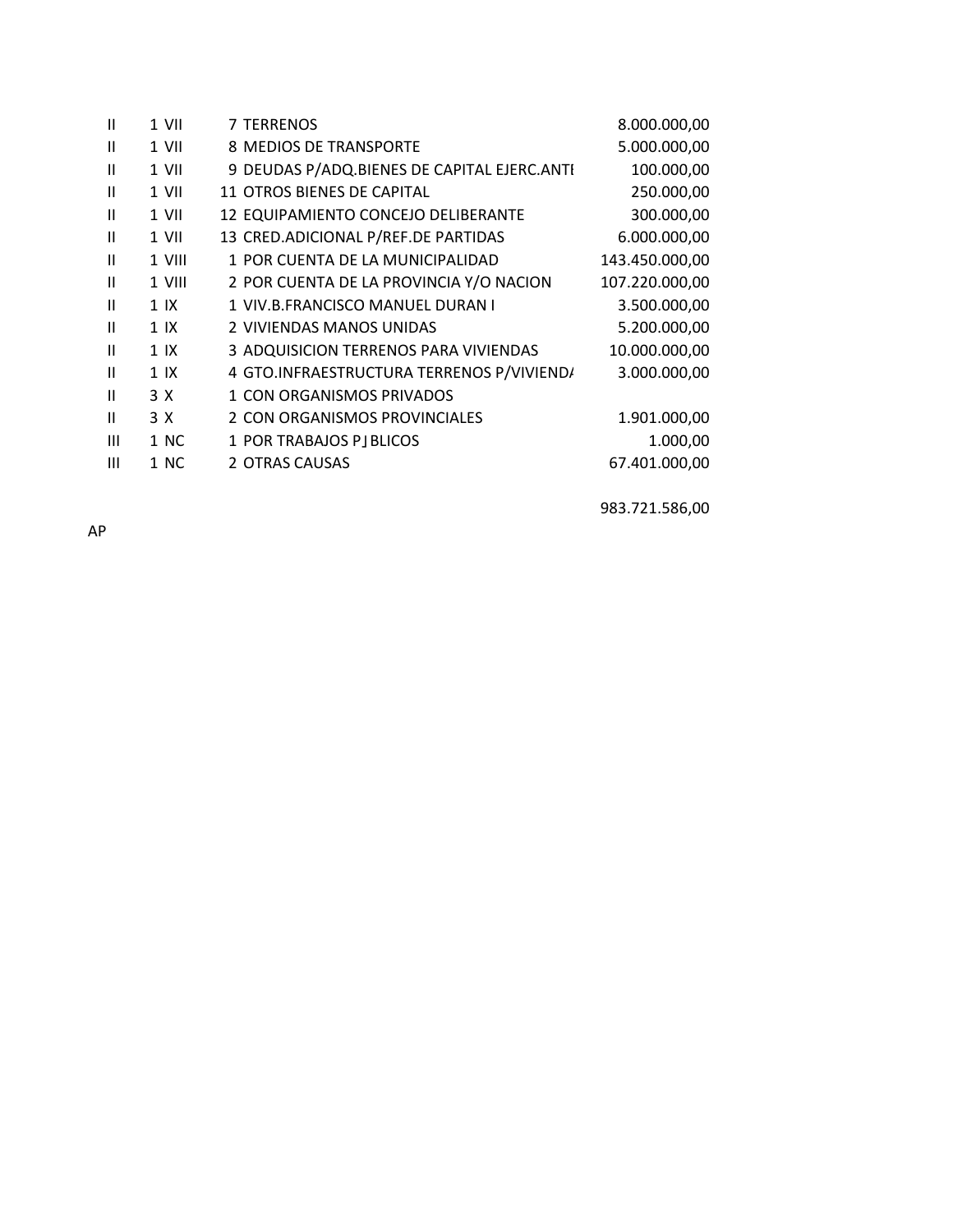| | | | | |
|---|---|---|---|---|
| II | 1 | VII | 7 TERRENOS | 8.000.000,00 |
| II | 1 | VII | 8 MEDIOS DE TRANSPORTE | 5.000.000,00 |
| II | 1 | VII | 9 DEUDAS P/ADQ.BIENES DE CAPITAL EJERC.ANTI | 100.000,00 |
| II | 1 | VII | 11 OTROS BIENES DE CAPITAL | 250.000,00 |
| II | 1 | VII | 12 EQUIPAMIENTO CONCEJO DELIBERANTE | 300.000,00 |
| II | 1 | VII | 13 CRED.ADICIONAL P/REF.DE PARTIDAS | 6.000.000,00 |
| II | 1 | VIII | 1 POR CUENTA DE LA MUNICIPALIDAD | 143.450.000,00 |
| II | 1 | VIII | 2 POR CUENTA DE LA PROVINCIA Y/O NACION | 107.220.000,00 |
| II | 1 | IX | 1 VIV.B.FRANCISCO MANUEL DURAN I | 3.500.000,00 |
| II | 1 | IX | 2 VIVIENDAS MANOS UNIDAS | 5.200.000,00 |
| II | 1 | IX | 3 ADQUISICION TERRENOS PARA VIVIENDAS | 10.000.000,00 |
| II | 1 | IX | 4 GTO.INFRAESTRUCTURA TERRENOS P/VIVIENDA | 3.000.000,00 |
| II | 3 | X | 1 CON ORGANISMOS PRIVADOS | |
| II | 3 | X | 2 CON ORGANISMOS PROVINCIALES | 1.901.000,00 |
| III | 1 | NC | 1 POR TRABAJOS P|BLICOS | 1.000,00 |
| III | 1 | NC | 2 OTRAS CAUSAS | 67.401.000,00 |
| | | | | 983.721.586,00 |

AP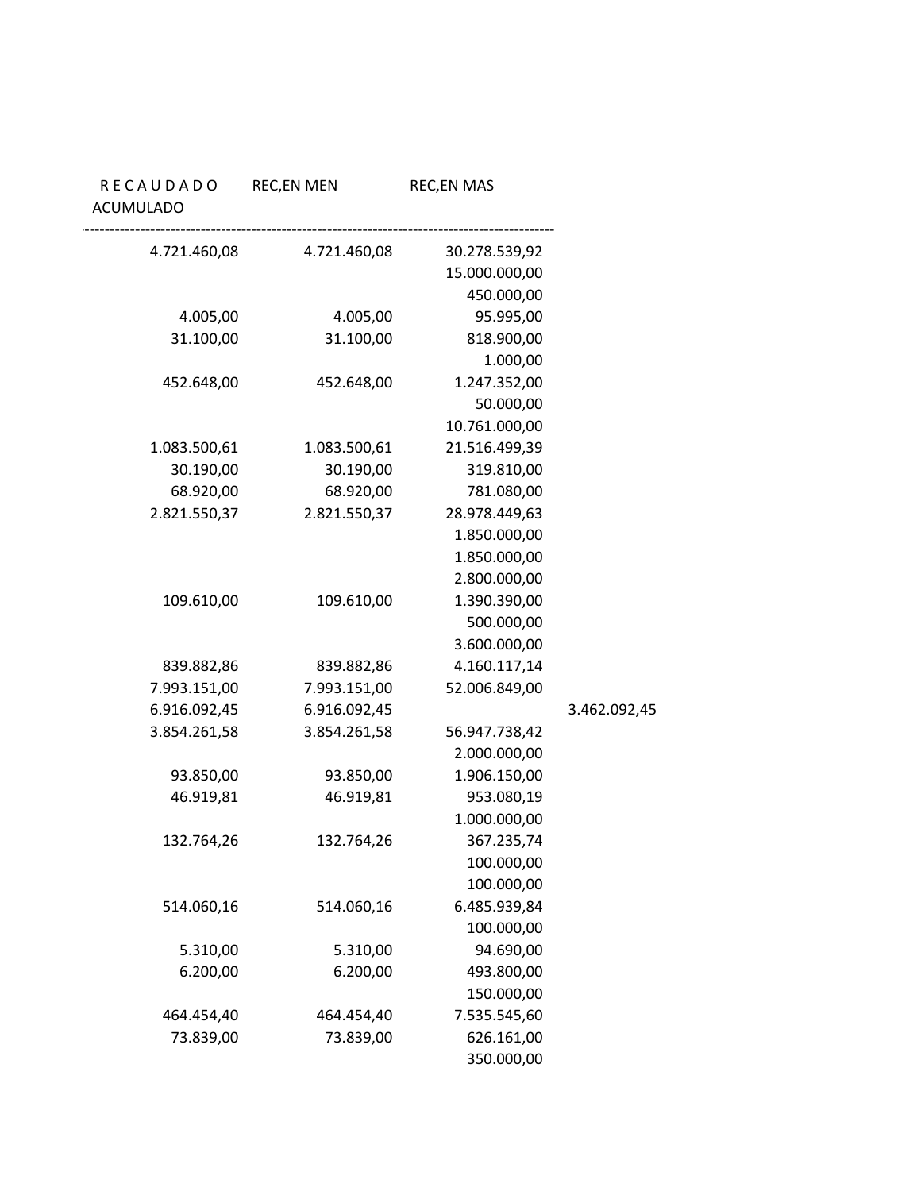| R E C A U D A D O ACUMULADO | REC,EN MEN | REC,EN MAS | |
|---|---|---|---|
| 4.721.460,08 | 4.721.460,08 | 30.278.539,92 | |
| | | 15.000.000,00 | |
| | | 450.000,00 | |
| 4.005,00 | 4.005,00 | 95.995,00 | |
| 31.100,00 | 31.100,00 | 818.900,00 | |
| | | 1.000,00 | |
| 452.648,00 | 452.648,00 | 1.247.352,00 | |
| | | 50.000,00 | |
| | | 10.761.000,00 | |
| 1.083.500,61 | 1.083.500,61 | 21.516.499,39 | |
| 30.190,00 | 30.190,00 | 319.810,00 | |
| 68.920,00 | 68.920,00 | 781.080,00 | |
| 2.821.550,37 | 2.821.550,37 | 28.978.449,63 | |
| | | 1.850.000,00 | |
| | | 1.850.000,00 | |
| | | 2.800.000,00 | |
| 109.610,00 | 109.610,00 | 1.390.390,00 | |
| | | 500.000,00 | |
| | | 3.600.000,00 | |
| 839.882,86 | 839.882,86 | 4.160.117,14 | |
| 7.993.151,00 | 7.993.151,00 | 52.006.849,00 | |
| 6.916.092,45 | 6.916.092,45 | | 3.462.092,45 |
| 3.854.261,58 | 3.854.261,58 | 56.947.738,42 | |
| | | 2.000.000,00 | |
| 93.850,00 | 93.850,00 | 1.906.150,00 | |
| 46.919,81 | 46.919,81 | 953.080,19 | |
| | | 1.000.000,00 | |
| 132.764,26 | 132.764,26 | 367.235,74 | |
| | | 100.000,00 | |
| | | 100.000,00 | |
| 514.060,16 | 514.060,16 | 6.485.939,84 | |
| | | 100.000,00 | |
| 5.310,00 | 5.310,00 | 94.690,00 | |
| 6.200,00 | 6.200,00 | 493.800,00 | |
| | | 150.000,00 | |
| 464.454,40 | 464.454,40 | 7.535.545,60 | |
| 73.839,00 | 73.839,00 | 626.161,00 | |
| | | 350.000,00 | |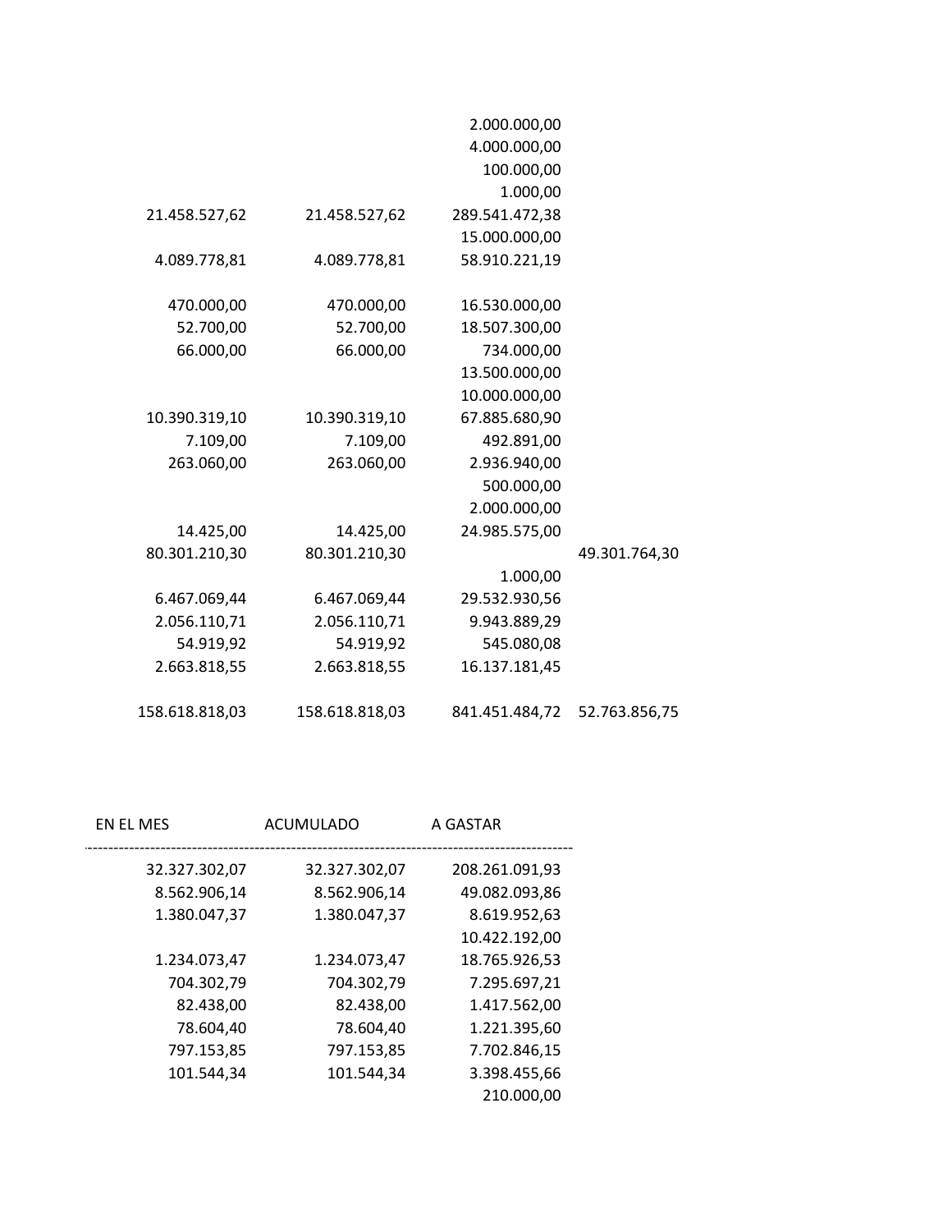| | | | |
|---|---|---|---|
| | | 2.000.000,00 | |
| | | 4.000.000,00 | |
| | | 100.000,00 | |
| | | 1.000,00 | |
| 21.458.527,62 | 21.458.527,62 | 289.541.472,38 | |
| | | 15.000.000,00 | |
| 4.089.778,81 | 4.089.778,81 | 58.910.221,19 | |
| | | | |
| 470.000,00 | 470.000,00 | 16.530.000,00 | |
| 52.700,00 | 52.700,00 | 18.507.300,00 | |
| 66.000,00 | 66.000,00 | 734.000,00 | |
| | | 13.500.000,00 | |
| | | 10.000.000,00 | |
| 10.390.319,10 | 10.390.319,10 | 67.885.680,90 | |
| 7.109,00 | 7.109,00 | 492.891,00 | |
| 263.060,00 | 263.060,00 | 2.936.940,00 | |
| | | 500.000,00 | |
| | | 2.000.000,00 | |
| 14.425,00 | 14.425,00 | 24.985.575,00 | |
| 80.301.210,30 | 80.301.210,30 | | 49.301.764,30 |
| | | 1.000,00 | |
| 6.467.069,44 | 6.467.069,44 | 29.532.930,56 | |
| 2.056.110,71 | 2.056.110,71 | 9.943.889,29 | |
| 54.919,92 | 54.919,92 | 545.080,08 | |
| 2.663.818,55 | 2.663.818,55 | 16.137.181,45 | |
| | | | |
| 158.618.818,03 | 158.618.818,03 | 841.451.484,72 | 52.763.856,75 |

| EN EL MES | ACUMULADO | A GASTAR |
|---|---|---|
| 32.327.302,07 | 32.327.302,07 | 208.261.091,93 |
| 8.562.906,14 | 8.562.906,14 | 49.082.093,86 |
| 1.380.047,37 | 1.380.047,37 | 8.619.952,63 |
| | | 10.422.192,00 |
| 1.234.073,47 | 1.234.073,47 | 18.765.926,53 |
| 704.302,79 | 704.302,79 | 7.295.697,21 |
| 82.438,00 | 82.438,00 | 1.417.562,00 |
| 78.604,40 | 78.604,40 | 1.221.395,60 |
| 797.153,85 | 797.153,85 | 7.702.846,15 |
| 101.544,34 | 101.544,34 | 3.398.455,66 |
| | | 210.000,00 |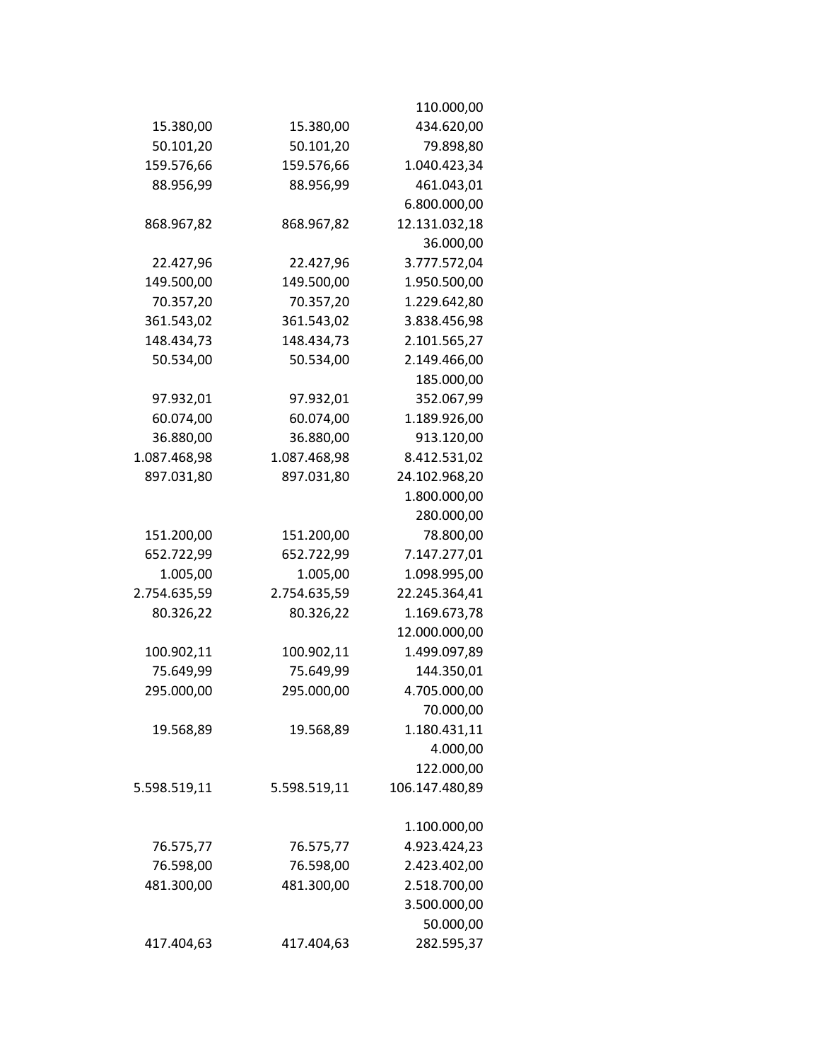| | | |
|---|---|---|
| | | 110.000,00 |
| 15.380,00 | 15.380,00 | 434.620,00 |
| 50.101,20 | 50.101,20 | 79.898,80 |
| 159.576,66 | 159.576,66 | 1.040.423,34 |
| 88.956,99 | 88.956,99 | 461.043,01 |
| | | 6.800.000,00 |
| 868.967,82 | 868.967,82 | 12.131.032,18 |
| | | 36.000,00 |
| 22.427,96 | 22.427,96 | 3.777.572,04 |
| 149.500,00 | 149.500,00 | 1.950.500,00 |
| 70.357,20 | 70.357,20 | 1.229.642,80 |
| 361.543,02 | 361.543,02 | 3.838.456,98 |
| 148.434,73 | 148.434,73 | 2.101.565,27 |
| 50.534,00 | 50.534,00 | 2.149.466,00 |
| | | 185.000,00 |
| 97.932,01 | 97.932,01 | 352.067,99 |
| 60.074,00 | 60.074,00 | 1.189.926,00 |
| 36.880,00 | 36.880,00 | 913.120,00 |
| 1.087.468,98 | 1.087.468,98 | 8.412.531,02 |
| 897.031,80 | 897.031,80 | 24.102.968,20 |
| | | 1.800.000,00 |
| | | 280.000,00 |
| 151.200,00 | 151.200,00 | 78.800,00 |
| 652.722,99 | 652.722,99 | 7.147.277,01 |
| 1.005,00 | 1.005,00 | 1.098.995,00 |
| 2.754.635,59 | 2.754.635,59 | 22.245.364,41 |
| 80.326,22 | 80.326,22 | 1.169.673,78 |
| | | 12.000.000,00 |
| 100.902,11 | 100.902,11 | 1.499.097,89 |
| 75.649,99 | 75.649,99 | 144.350,01 |
| 295.000,00 | 295.000,00 | 4.705.000,00 |
| | | 70.000,00 |
| 19.568,89 | 19.568,89 | 1.180.431,11 |
| | | 4.000,00 |
| | | 122.000,00 |
| 5.598.519,11 | 5.598.519,11 | 106.147.480,89 |
| | | |
| | | 1.100.000,00 |
| 76.575,77 | 76.575,77 | 4.923.424,23 |
| 76.598,00 | 76.598,00 | 2.423.402,00 |
| 481.300,00 | 481.300,00 | 2.518.700,00 |
| | | 3.500.000,00 |
| | | 50.000,00 |
| 417.404,63 | 417.404,63 | 282.595,37 |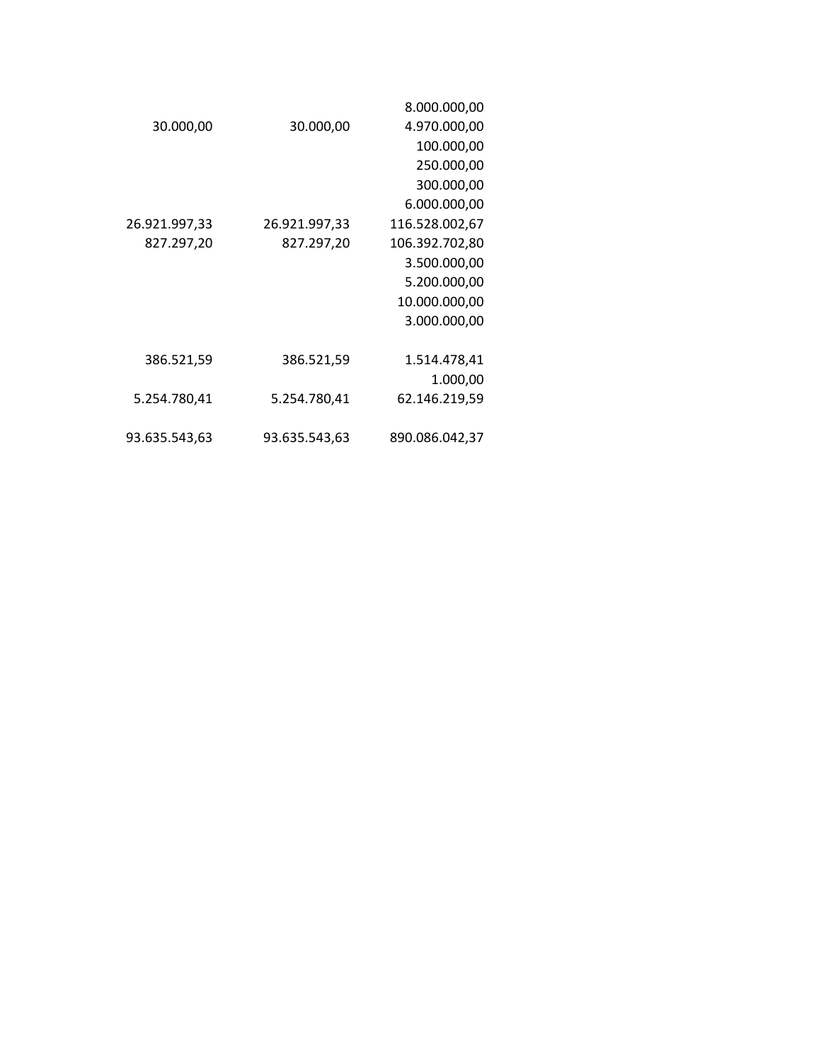| | | |
|---|---|---|
| | | 8.000.000,00 |
| 30.000,00 | 30.000,00 | 4.970.000,00 |
| | | 100.000,00 |
| | | 250.000,00 |
| | | 300.000,00 |
| | | 6.000.000,00 |
| 26.921.997,33 | 26.921.997,33 | 116.528.002,67 |
| 827.297,20 | 827.297,20 | 106.392.702,80 |
| | | 3.500.000,00 |
| | | 5.200.000,00 |
| | | 10.000.000,00 |
| | | 3.000.000,00 |
| | | |
| 386.521,59 | 386.521,59 | 1.514.478,41 |
| | | 1.000,00 |
| 5.254.780,41 | 5.254.780,41 | 62.146.219,59 |
| | | |
| 93.635.543,63 | 93.635.543,63 | 890.086.042,37 |